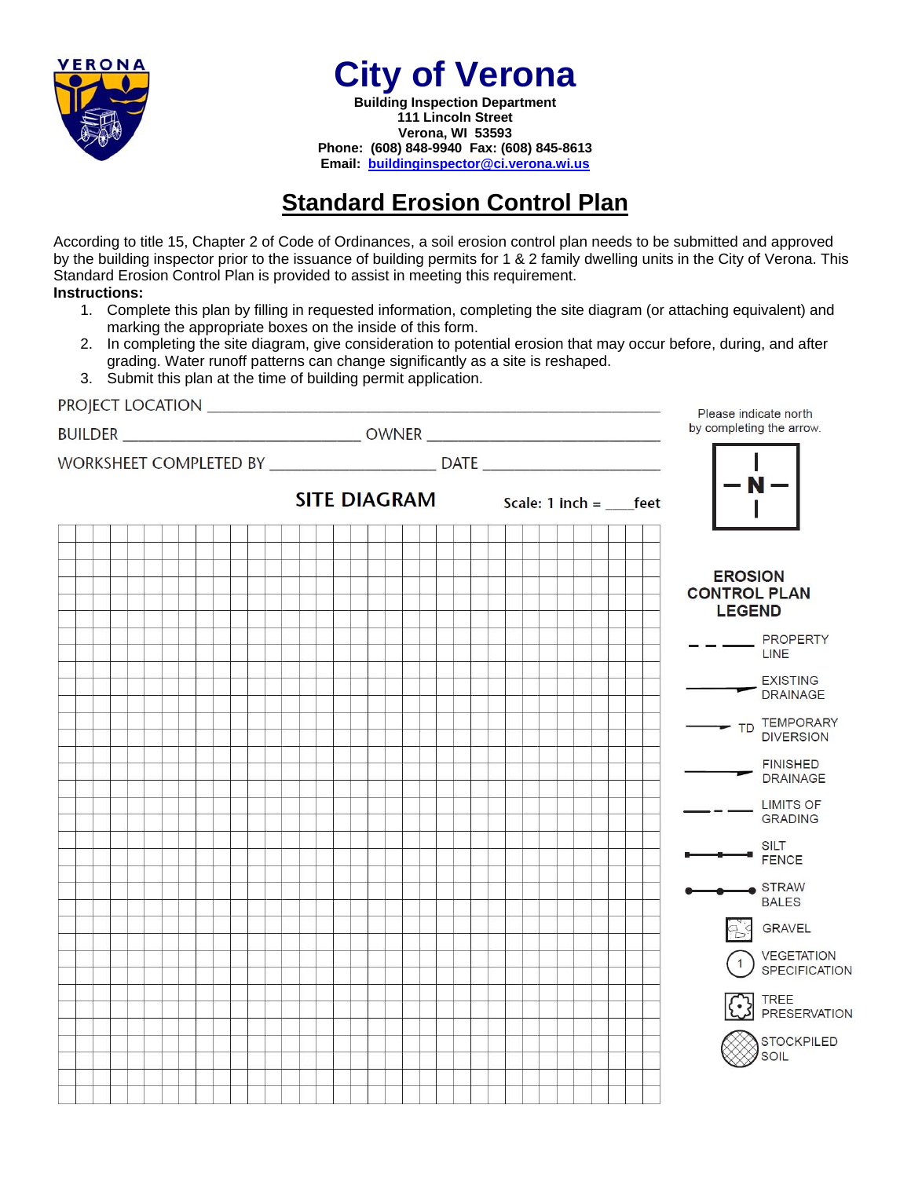# City of Verona

**Building Inspection Department**
**111 Lincoln Street**
**Verona, WI 53593**
**Phone: (608) 848-9940 Fax: (608) 845-8613**
**Email: buildinginspector@ci.verona.wi.us**

## Standard Erosion Control Plan

According to title 15, Chapter 2 of Code of Ordinances, a soil erosion control plan needs to be submitted and approved by the building inspector prior to the issuance of building permits for 1 & 2 family dwelling units in the City of Verona. This Standard Erosion Control Plan is provided to assist in meeting this requirement.

**Instructions:**

1. Complete this plan by filling in requested information, completing the site diagram (or attaching equivalent) and marking the appropriate boxes on the inside of this form.
2. In completing the site diagram, give consideration to potential erosion that may occur before, during, and after grading. Water runoff patterns can change significantly as a site is reshaped.
3. Submit this plan at the time of building permit application.

PROJECT LOCATION ______________________________

BUILDER ____________________ OWNER ____________________

WORKSHEET COMPLETED BY ____________________ DATE ____________________

### SITE DIAGRAM

Scale: 1 inch = ____feet

Please indicate north by completing the arrow.

N

### EROSION CONTROL PLAN LEGEND

- PROPERTY LINE
- EXISTING DRAINAGE
- TD TEMPORARY DIVERSION
- FINISHED DRAINAGE
- LIMITS OF GRADING
- SILT FENCE
- STRAW BALES
- GRAVEL
- VEGETATION SPECIFICATION
- TREE PRESERVATION
- STOCKPILED SOIL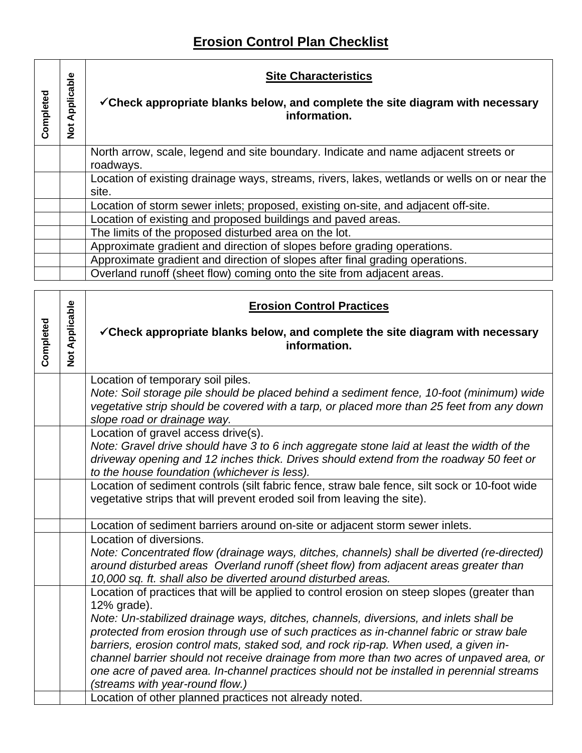# Erosion Control Plan Checklist

| Completed | Not Applicable | **Site Characteristics**<br><br>**✓Check appropriate blanks below, and complete the site diagram with necessary information.** |
|---|---|---|
| | | North arrow, scale, legend and site boundary. Indicate and name adjacent streets or roadways. |
| | | Location of existing drainage ways, streams, rivers, lakes, wetlands or wells on or near the site. |
| | | Location of storm sewer inlets; proposed, existing on-site, and adjacent off-site. |
| | | Location of existing and proposed buildings and paved areas. |
| | | The limits of the proposed disturbed area on the lot. |
| | | Approximate gradient and direction of slopes before grading operations. |
| | | Approximate gradient and direction of slopes after final grading operations. |
| | | Overland runoff (sheet flow) coming onto the site from adjacent areas. |

| Completed | Not Applicable | **Erosion Control Practices**<br><br>**✓Check appropriate blanks below, and complete the site diagram with necessary information.** |
|---|---|---|
| | | Location of temporary soil piles.<br>*Note: Soil storage pile should be placed behind a sediment fence, 10-foot (minimum) wide vegetative strip should be covered with a tarp, or placed more than 25 feet from any down slope road or drainage way.* |
| | | Location of gravel access drive(s).<br>*Note: Gravel drive should have 3 to 6 inch aggregate stone laid at least the width of the driveway opening and 12 inches thick. Drives should extend from the roadway 50 feet or to the house foundation (whichever is less).* |
| | | Location of sediment controls (silt fabric fence, straw bale fence, silt sock or 10-foot wide vegetative strips that will prevent eroded soil from leaving the site). |
| | | Location of sediment barriers around on-site or adjacent storm sewer inlets. |
| | | Location of diversions.<br>*Note: Concentrated flow (drainage ways, ditches, channels) shall be diverted (re-directed) around disturbed areas  Overland runoff (sheet flow) from adjacent areas greater than 10,000 sq. ft. shall also be diverted around disturbed areas.* |
| | | Location of practices that will be applied to control erosion on steep slopes (greater than 12% grade).<br>*Note: Un-stabilized drainage ways, ditches, channels, diversions, and inlets shall be protected from erosion through use of such practices as in-channel fabric or straw bale barriers, erosion control mats, staked sod, and rock rip-rap. When used, a given in-channel barrier should not receive drainage from more than two acres of unpaved area, or one acre of paved area. In-channel practices should not be installed in perennial streams (streams with year-round flow.)* |
| | | Location of other planned practices not already noted. |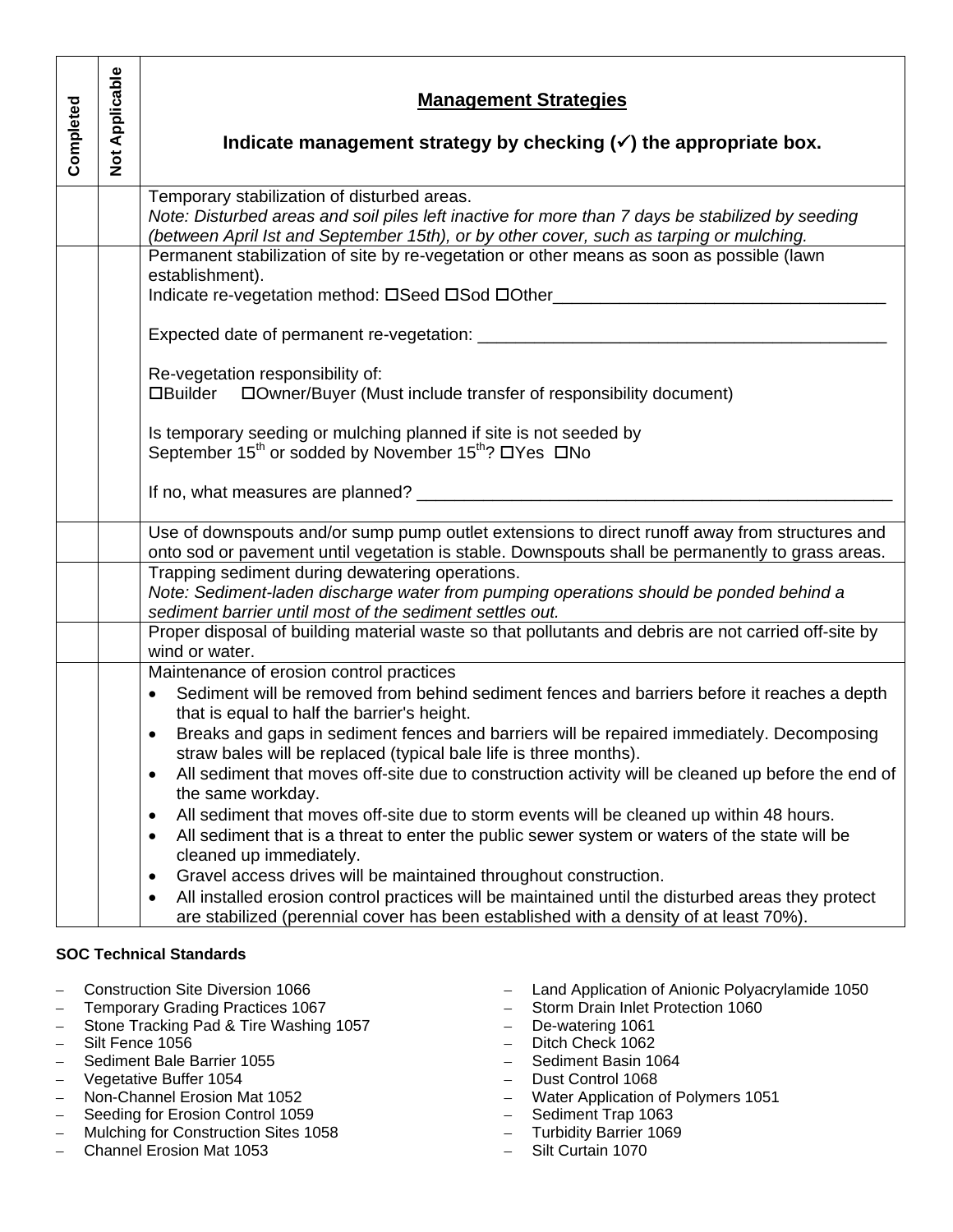| Completed | Not Applicable | **Management Strategies**<br><br>**Indicate management strategy by checking (✓) the appropriate box.** |
|---|---|---|
| | | Temporary stabilization of disturbed areas.<br>*Note: Disturbed areas and soil piles left inactive for more than 7 days be stabilized by seeding (between April Ist and September 15th), or by other cover, such as tarping or mulching.* |
| | | Permanent stabilization of site by re-vegetation or other means as soon as possible (lawn establishment).<br>Indicate re-vegetation method: ☐Seed ☐Sod ☐Other___________________________________<br><br>Expected date of permanent re-vegetation: ___________________________________________<br><br>Re-vegetation responsibility of:<br>☐Builder ☐Owner/Buyer (Must include transfer of responsibility document)<br><br>Is temporary seeding or mulching planned if site is not seeded by September 15th or sodded by November 15th? ☐Yes ☐No<br><br>If no, what measures are planned? ___________________________________________________ |
| | | Use of downspouts and/or sump pump outlet extensions to direct runoff away from structures and onto sod or pavement until vegetation is stable. Downspouts shall be permanently to grass areas. |
| | | Trapping sediment during dewatering operations.<br>*Note: Sediment-laden discharge water from pumping operations should be ponded behind a sediment barrier until most of the sediment settles out.* |
| | | Proper disposal of building material waste so that pollutants and debris are not carried off-site by wind or water. |
| | | Maintenance of erosion control practices<br>• Sediment will be removed from behind sediment fences and barriers before it reaches a depth that is equal to half the barrier's height.<br>• Breaks and gaps in sediment fences and barriers will be repaired immediately. Decomposing straw bales will be replaced (typical bale life is three months).<br>• All sediment that moves off-site due to construction activity will be cleaned up before the end of the same workday.<br>• All sediment that moves off-site due to storm events will be cleaned up within 48 hours.<br>• All sediment that is a threat to enter the public sewer system or waters of the state will be cleaned up immediately.<br>• Gravel access drives will be maintained throughout construction.<br>• All installed erosion control practices will be maintained until the disturbed areas they protect are stabilized (perennial cover has been established with a density of at least 70%). |

**SOC Technical Standards**

- Construction Site Diversion 1066
- Temporary Grading Practices 1067
- Stone Tracking Pad & Tire Washing 1057
- Silt Fence 1056
- Sediment Bale Barrier 1055
- Vegetative Buffer 1054
- Non-Channel Erosion Mat 1052
- Seeding for Erosion Control 1059
- Mulching for Construction Sites 1058
- Channel Erosion Mat 1053
- Land Application of Anionic Polyacrylamide 1050
- Storm Drain Inlet Protection 1060
- De-watering 1061
- Ditch Check 1062
- Sediment Basin 1064
- Dust Control 1068
- Water Application of Polymers 1051
- Sediment Trap 1063
- Turbidity Barrier 1069
- Silt Curtain 1070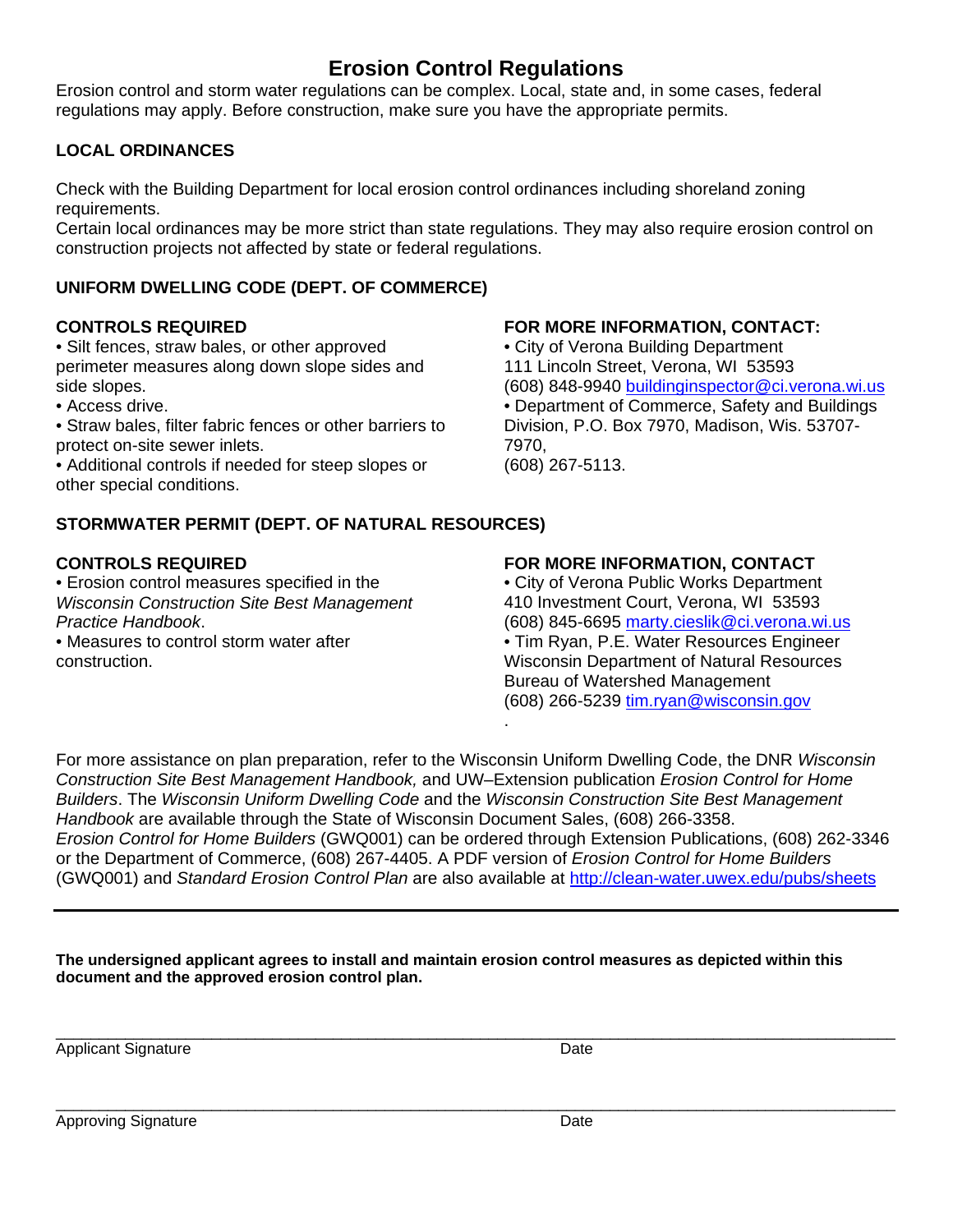# Erosion Control Regulations

Erosion control and storm water regulations can be complex. Local, state and, in some cases, federal regulations may apply. Before construction, make sure you have the appropriate permits.

## LOCAL ORDINANCES

Check with the Building Department for local erosion control ordinances including shoreland zoning requirements.
Certain local ordinances may be more strict than state regulations. They may also require erosion control on construction projects not affected by state or federal regulations.

## UNIFORM DWELLING CODE (DEPT. OF COMMERCE)

### CONTROLS REQUIRED

- Silt fences, straw bales, or other approved perimeter measures along down slope sides and side slopes.
- Access drive.
- Straw bales, filter fabric fences or other barriers to protect on-site sewer inlets.
- Additional controls if needed for steep slopes or other special conditions.

### FOR MORE INFORMATION, CONTACT:

- City of Verona Building Department
  111 Lincoln Street, Verona, WI 53593
  (608) 848-9940 buildinginspector@ci.verona.wi.us
- Department of Commerce, Safety and Buildings Division, P.O. Box 7970, Madison, Wis. 53707-7970,
  (608) 267-5113.

## STORMWATER PERMIT (DEPT. OF NATURAL RESOURCES)

### CONTROLS REQUIRED

- Erosion control measures specified in the *Wisconsin Construction Site Best Management Practice Handbook*.
- Measures to control storm water after construction.

### FOR MORE INFORMATION, CONTACT

- City of Verona Public Works Department
  410 Investment Court, Verona, WI 53593
  (608) 845-6695 marty.cieslik@ci.verona.wi.us
- Tim Ryan, P.E. Water Resources Engineer
  Wisconsin Department of Natural Resources
  Bureau of Watershed Management
  (608) 266-5239 tim.ryan@wisconsin.gov

For more assistance on plan preparation, refer to the Wisconsin Uniform Dwelling Code, the DNR *Wisconsin Construction Site Best Management Handbook,* and UW–Extension publication *Erosion Control for Home Builders*. The *Wisconsin Uniform Dwelling Code* and the *Wisconsin Construction Site Best Management Handbook* are available through the State of Wisconsin Document Sales, (608) 266-3358.
*Erosion Control for Home Builders* (GWQ001) can be ordered through Extension Publications, (608) 262-3346 or the Department of Commerce, (608) 267-4405. A PDF version of *Erosion Control for Home Builders* (GWQ001) and *Standard Erosion Control Plan* are also available at http://clean-water.uwex.edu/pubs/sheets

---

**The undersigned applicant agrees to install and maintain erosion control measures as depicted within this document and the approved erosion control plan.**

\_\_\_\_\_\_\_\_\_\_\_\_\_\_\_\_\_\_\_\_\_\_\_\_\_\_\_\_\_\_\_\_\_\_\_\_\_\_\_\_\_\_\_\_\_\_\_\_\_\_\_\_\_\_\_\_\_\_\_\_
Applicant Signature Date

\_\_\_\_\_\_\_\_\_\_\_\_\_\_\_\_\_\_\_\_\_\_\_\_\_\_\_\_\_\_\_\_\_\_\_\_\_\_\_\_\_\_\_\_\_\_\_\_\_\_\_\_\_\_\_\_\_\_\_\_
Approving Signature Date